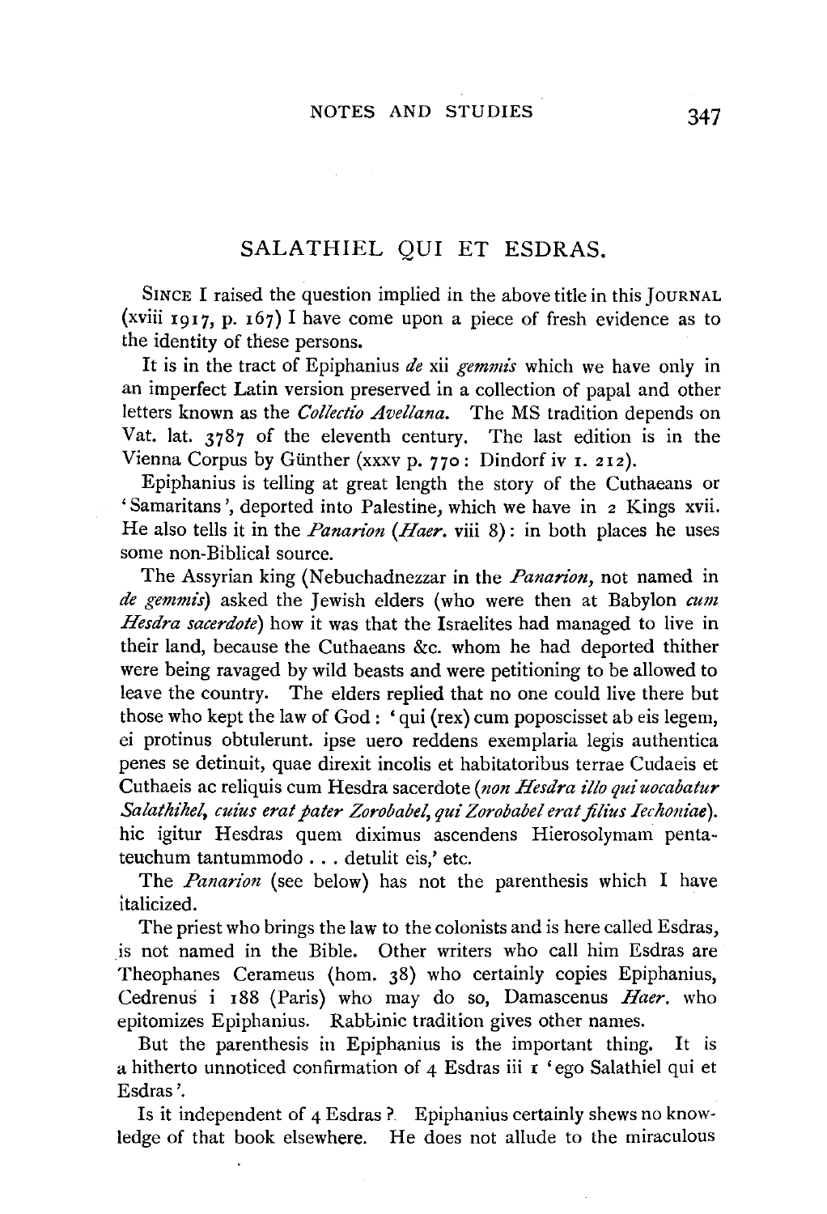## SALATHIEL QUI ET ESDRAS.

SINCE I raised the question implied in the above title in this JOURNAL (xviii 1917, p. 167) I have come upon a piece of fresh evidence as to the identity of these persons.

It is in the tract of Epiphanius *de* xii *gemmis* which we have only in an imperfect Latin version preserved in a collection of papal and other letters known as the *Collectio Avellana*. The MS tradition depends on Vat. lat. 3787 of the eleventh century. The last edition is in the Vienna Corpus by Günther (xxxv p. 770: Dindorf iv 1. 212).

Epiphanius is telling at great length the story of the Cuthaeans or 'Samaritans', deported into Palestine, which we have in 2 Kings xvii. He also tells it in the *Panarion* (*Haer.* viii 8): in both places he uses some non-Biblical source.

The Assyrian king (Nebuchadnezzar in the *Panarion*, not named in *de gemmis*) asked the Jewish elders (who were then at Babylon *cum Hesdra sacerdote*) how it was that the Israelites had managed to live in their land, because the Cuthaeans &c. whom he had deported thither were being ravaged by wild beasts and were petitioning to be allowed to leave the country. The elders replied that no one could live there but those who kept the law of God: 'qui (rex) cum poposcisset ab eis legem, ei protinus obtulerunt. ipse uero reddens exemplaria legis authentica penes se detinuit, quae direxit incolis et habitatoribus terrae Cudaeis et Cuthaeis ac reliquis cum Hesdra sacerdote (*non Hesdra illo qui uocabatur Salathihel, cuius erat pater Zorobabel, qui Zorobabel erat filius Iechoniae*). hic igitur Hesdras quem diximus ascendens Hierosolymam pentateuchum tantummodo . . . detulit eis,' etc.

The *Panarion* (see below) has not the parenthesis which I have italicized.

The priest who brings the law to the colonists and is here called Esdras, is not named in the Bible. Other writers who call him Esdras are Theophanes Cerameus (hom. 38) who certainly copies Epiphanius, Cedrenus i 188 (Paris) who may do so, Damascenus *Haer.* who epitomizes Epiphanius. Rabbinic tradition gives other names.

But the parenthesis in Epiphanius is the important thing. It is a hitherto unnoticed confirmation of 4 Esdras iii 1 'ego Salathiel qui et Esdras'.

Is it independent of 4 Esdras? Epiphanius certainly shews no knowledge of that book elsewhere. He does not allude to the miraculous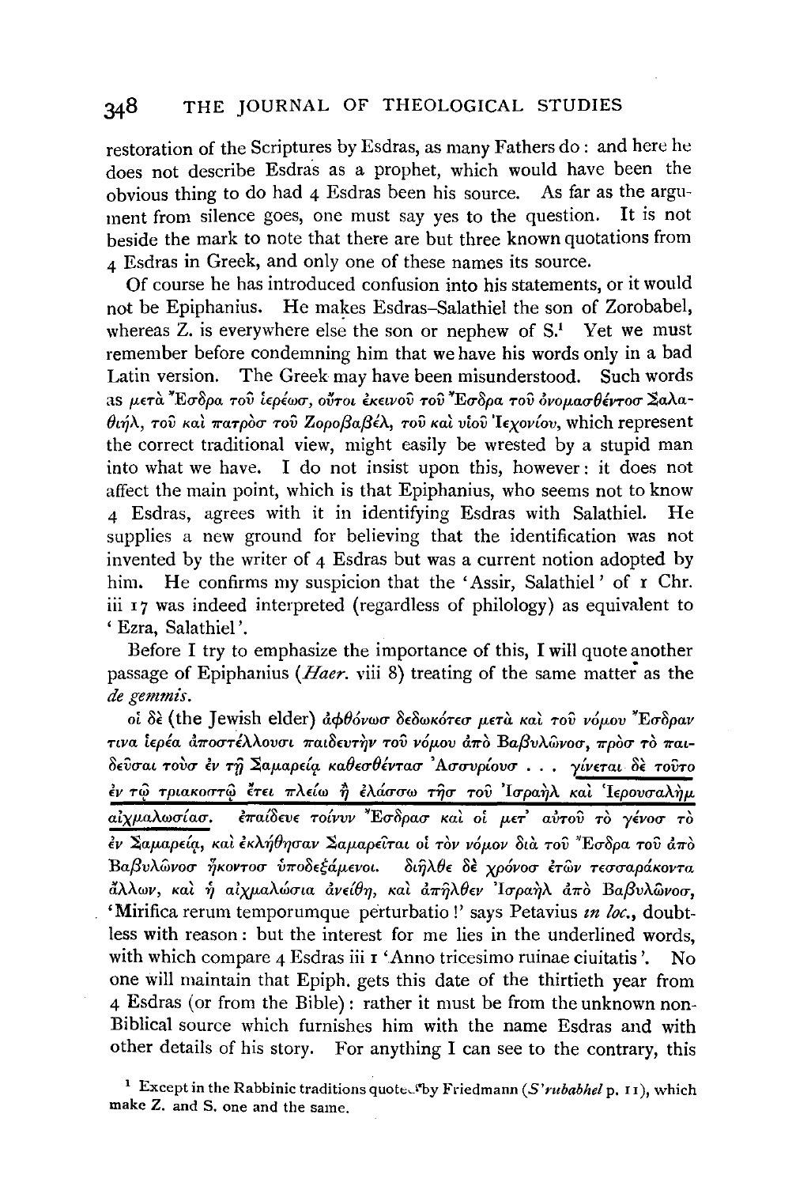restoration of the Scriptures by Esdras, as many Fathers do: and here he does not describe Esdras as a prophet, which would have been the obvious thing to do had 4 Esdras been his source. As far as the argument from silence goes, one must say yes to the question. It is not beside the mark to note that there are but three known quotations from 4 Esdras in Greek, and only one of these names its source.

Of course he has introduced confusion into his statements, or it would not be Epiphanius. He makes Esdras–Salathiel the son of Zorobabel, whereas Z. is everywhere else the son or nephew of S.[1] Yet we must remember before condemning him that we have his words only in a bad Latin version. The Greek may have been misunderstood. Such words as μετὰ Ἔσδρα τοῦ ἱερέωσ, οὗτοι ἐκεινοῦ τοῦ Ἔσδρα τοῦ ὀνομασθέντοσ Σαλαθιήλ, τοῦ καὶ πατρὸσ τοῦ Ζοροβαβέλ, τοῦ καὶ υἱοῦ Ἰεχονίου, which represent the correct traditional view, might easily be wrested by a stupid man into what we have. I do not insist upon this, however: it does not affect the main point, which is that Epiphanius, who seems not to know 4 Esdras, agrees with it in identifying Esdras with Salathiel. He supplies a new ground for believing that the identification was not invented by the writer of 4 Esdras but was a current notion adopted by him. He confirms my suspicion that the 'Assir, Salathiel' of 1 Chr. iii 17 was indeed interpreted (regardless of philology) as equivalent to 'Ezra, Salathiel'.

Before I try to emphasize the importance of this, I will quote another passage of Epiphanius (*Haer.* viii 8) treating of the same matter as the *de gemmis*.

οἱ δὲ (the Jewish elder) ἀφθόνωσ δεδωκότεσ μετὰ καὶ τοῦ νόμου Ἔσδραν τινα ἱερέα ἀποστέλλουσι παιδευτὴν τοῦ νόμου ἀπὸ Βαβυλῶνοσ, πρὸσ τὸ παιδεῦσαι τοὺσ ἐν τῇ Σαμαρείᾳ καθεσθέντασ Ἀσσυρίουσ . . . γίνεται δὲ τοῦτο ἐν τῷ τριακοστῷ ἔτει πλείω ἢ ἐλάσσω τῆσ τοῦ Ἰσραὴλ καὶ Ἱερουσαλὴμ αἰχμαλωσίασ. ἐπαίδευε τοίνυν Ἔσδρασ καὶ οἱ μετ' αὐτοῦ τὸ γένοσ τὸ ἐν Σαμαρείᾳ, καὶ ἐκλήθησαν Σαμαρεῖται οἱ τὸν νόμον διὰ τοῦ Ἔσδρα τοῦ ἀπὸ Βαβυλῶνοσ ἥκοντοσ ὑποδεξάμενοι. διῆλθε δὲ χρόνοσ ἐτῶν τεσσαράκοντα ἄλλων, καὶ ἡ αἰχμαλώσια ἀνείθη, καὶ ἀπῆλθεν Ἰσραὴλ ἀπὸ Βαβυλῶνοσ, 'Mirifica rerum temporumque perturbatio!' says Petavius *in loc.*, doubtless with reason: but the interest for me lies in the underlined words, with which compare 4 Esdras iii 1 'Anno tricesimo ruinae ciuitatis'. No one will maintain that Epiph. gets this date of the thirtieth year from 4 Esdras (or from the Bible): rather it must be from the unknown non-Biblical source which furnishes him with the name Esdras and with other details of his story. For anything I can see to the contrary, this

[1] Except in the Rabbinic traditions quoted by Friedmann (*S'rubabhel* p. 11), which make Z. and S. one and the same.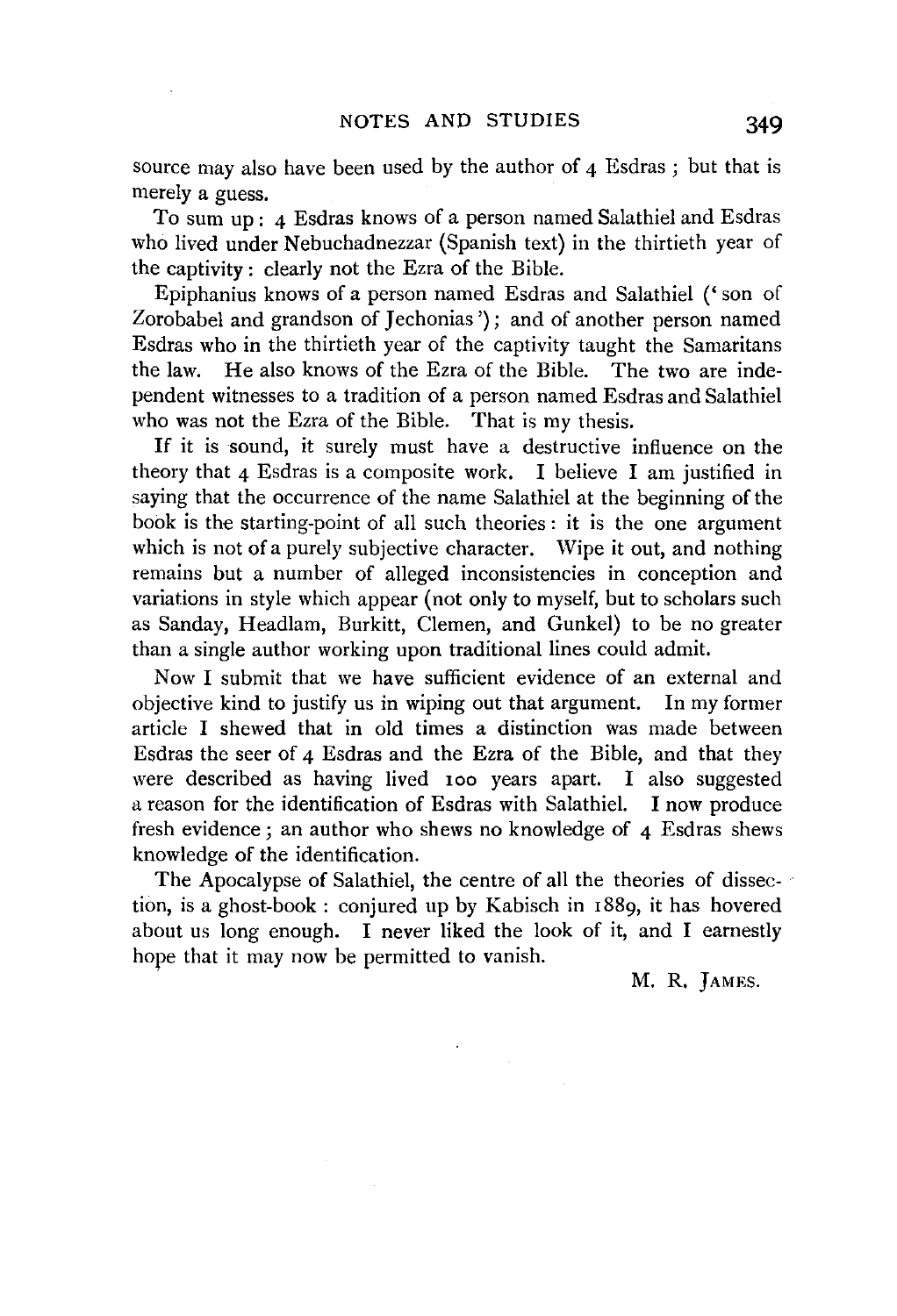source may also have been used by the author of 4 Esdras; but that is merely a guess.

To sum up: 4 Esdras knows of a person named Salathiel and Esdras who lived under Nebuchadnezzar (Spanish text) in the thirtieth year of the captivity: clearly not the Ezra of the Bible.

Epiphanius knows of a person named Esdras and Salathiel ('son of Zorobabel and grandson of Jechonias'); and of another person named Esdras who in the thirtieth year of the captivity taught the Samaritans the law. He also knows of the Ezra of the Bible. The two are independent witnesses to a tradition of a person named Esdras and Salathiel who was not the Ezra of the Bible. That is my thesis.

If it is sound, it surely must have a destructive influence on the theory that 4 Esdras is a composite work. I believe I am justified in saying that the occurrence of the name Salathiel at the beginning of the book is the starting-point of all such theories: it is the one argument which is not of a purely subjective character. Wipe it out, and nothing remains but a number of alleged inconsistencies in conception and variations in style which appear (not only to myself, but to scholars such as Sanday, Headlam, Burkitt, Clemen, and Gunkel) to be no greater than a single author working upon traditional lines could admit.

Now I submit that we have sufficient evidence of an external and objective kind to justify us in wiping out that argument. In my former article I shewed that in old times a distinction was made between Esdras the seer of 4 Esdras and the Ezra of the Bible, and that they were described as having lived 100 years apart. I also suggested a reason for the identification of Esdras with Salathiel. I now produce fresh evidence; an author who shews no knowledge of 4 Esdras shews knowledge of the identification.

The Apocalypse of Salathiel, the centre of all the theories of dissection, is a ghost-book: conjured up by Kabisch in 1889, it has hovered about us long enough. I never liked the look of it, and I earnestly hope that it may now be permitted to vanish.

M. R. JAMES.